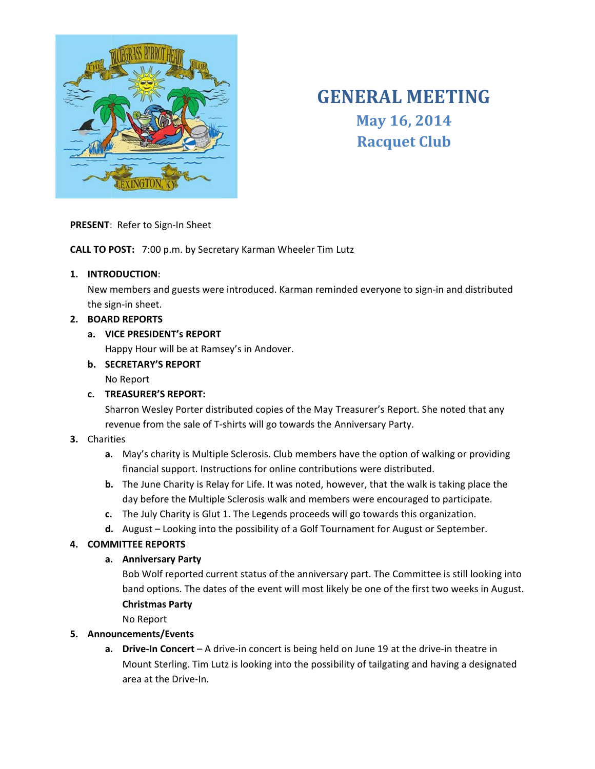# GENERAL MEETING

## May 16, 2014

## Racquet Club

**PRESENT**: Refer to Sign-In Sheet

**CALL TO POST:** 7:00 p.m. by Secretary Karman Wheeler Tim Lutz

1. **INTRODUCTION**:

   New members and guests were introduced. Karman reminded everyone to sign-in and distributed the sign-in sheet.

2. **BOARD REPORTS**

   a. **VICE PRESIDENT's REPORT**

      Happy Hour will be at Ramsey's in Andover.

   b. **SECRETARY'S REPORT**

      No Report

   c. **TREASURER'S REPORT:**

      Sharron Wesley Porter distributed copies of the May Treasurer's Report. She noted that any revenue from the sale of T-shirts will go towards the Anniversary Party.

3. Charities

   a. May's charity is Multiple Sclerosis. Club members have the option of walking or providing financial support. Instructions for online contributions were distributed.

   b. The June Charity is Relay for Life. It was noted, however, that the walk is taking place the day before the Multiple Sclerosis walk and members were encouraged to participate.

   c. The July Charity is Glut 1. The Legends proceeds will go towards this organization.

   d. August – Looking into the possibility of a Golf Tournament for August or September.

4. **COMMITTEE REPORTS**

   a. **Anniversary Party**

      Bob Wolf reported current status of the anniversary part. The Committee is still looking into band options. The dates of the event will most likely be one of the first two weeks in August.

      **Christmas Party**

      No Report

5. **Announcements/Events**

   a. **Drive-In Concert** – A drive-in concert is being held on June 19 at the drive-in theatre in Mount Sterling. Tim Lutz is looking into the possibility of tailgating and having a designated area at the Drive-In.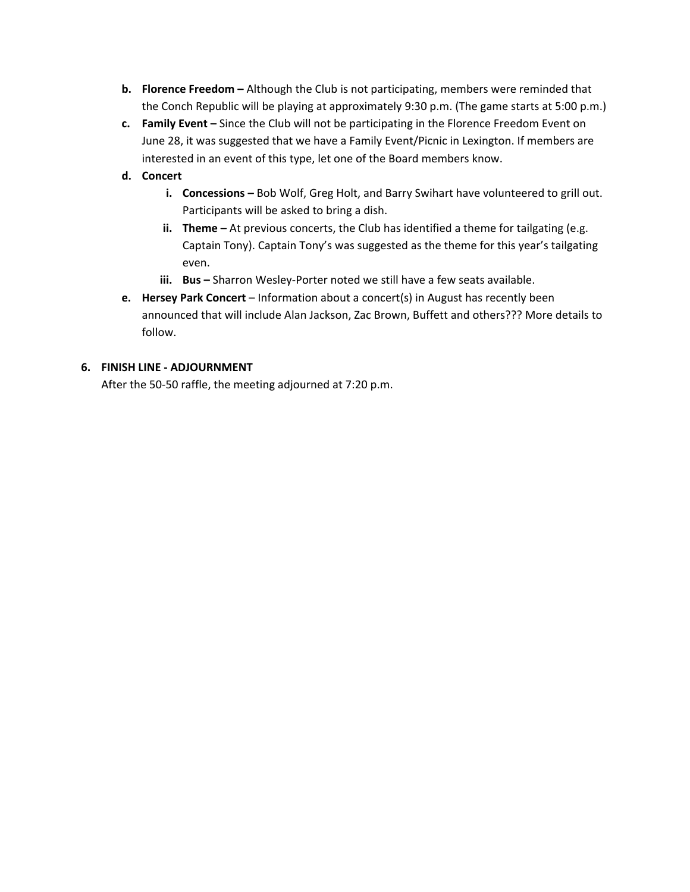b. **Florence Freedom –** Although the Club is not participating, members were reminded that the Conch Republic will be playing at approximately 9:30 p.m. (The game starts at 5:00 p.m.)
c. **Family Event –** Since the Club will not be participating in the Florence Freedom Event on June 28, it was suggested that we have a Family Event/Picnic in Lexington. If members are interested in an event of this type, let one of the Board members know.
d. **Concert**
    i. **Concessions –** Bob Wolf, Greg Holt, and Barry Swihart have volunteered to grill out. Participants will be asked to bring a dish.
    ii. **Theme –** At previous concerts, the Club has identified a theme for tailgating (e.g. Captain Tony). Captain Tony's was suggested as the theme for this year's tailgating even.
    iii. **Bus –** Sharron Wesley-Porter noted we still have a few seats available.
e. **Hersey Park Concert** – Information about a concert(s) in August has recently been announced that will include Alan Jackson, Zac Brown, Buffett and others??? More details to follow.

**6. FINISH LINE - ADJOURNMENT**

After the 50-50 raffle, the meeting adjourned at 7:20 p.m.